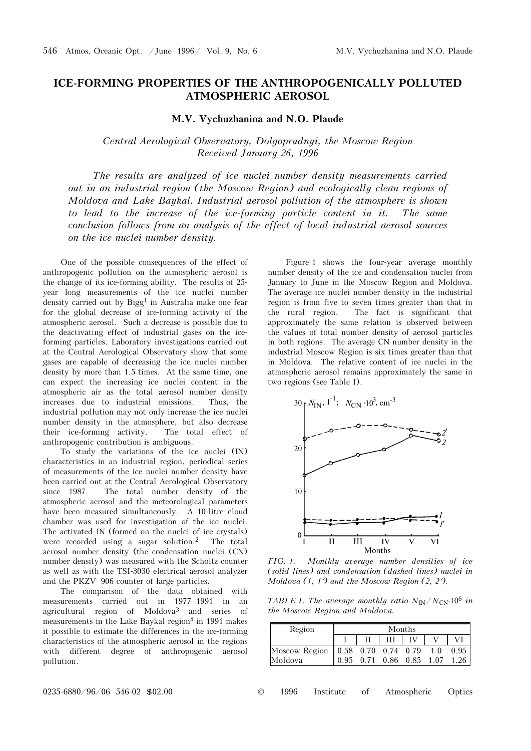# ICE-FORMING PROPERTIES OF THE ANTHROPOGENICALLY POLLUTED ATMOSPHERIC AEROSOL

### M.V. Vychuzhanina and N.O. Plaude

*Central Aerological Observatory, Dolgoprudnyi, the Moscow Region*
*Received January 26, 1996*

*The results are analyzed of ice nuclei number density measurements carried out in an industrial region (the Moscow Region) and ecologically clean regions of Moldova and Lake Baykal. Industrial aerosol pollution of the atmosphere is shown to lead to the increase of the ice-forming particle content in it. The same conclusion follows from an analysis of the effect of local industrial aerosol sources on the ice nuclei number density.*

One of the possible consequences of the effect of anthropogenic pollution on the atmospheric aerosol is the change of its ice-forming ability. The results of 25-year long measurements of the ice nuclei number density carried out by Bigg[1] in Australia make one fear for the global decrease of ice-forming activity of the atmospheric aerosol. Such a decrease is possible due to the deactivating effect of industrial gases on the ice-forming particles. Laboratory investigations carried out at the Central Aerological Observatory show that some gases are capable of decreasing the ice nuclei number density by more than 1.5 times. At the same time, one can expect the increasing ice nuclei content in the atmospheric air as the total aerosol number density increases due to industrial emissions. Thus, the industrial pollution may not only increase the ice nuclei number density in the atmosphere, but also decrease their ice-forming activity. The total effect of anthropogenic contribution is ambiguous.

To study the variations of the ice nuclei (IN) characteristics in an industrial region, periodical series of measurements of the ice nuclei number density have been carried out at the Central Aerological Observatory since 1987. The total number density of the atmospheric aerosol and the meteorological parameters have been measured simultaneously. A 10-litre cloud chamber was used for investigation of the ice nuclei. The activated IN (formed on the nuclei of ice crystals) were recorded using a sugar solution.[2] The total aerosol number density (the condensation nuclei (CN) number density) was measured with the Scholtz counter as well as with the TSI-3030 electrical aerosol analyzer and the PKZV–906 counter of large particles.

The comparison of the data obtained with measurements carried out in 1977–1991 in an agricultural region of Moldova[3] and series of measurements in the Lake Baykal region[4] in 1991 makes it possible to estimate the differences in the ice-forming characteristics of the atmospheric aerosol in the regions with different degree of anthropogenic aerosol pollution.

Figure 1 shows the four-year average monthly number density of the ice and condensation nuclei from January to June in the Moscow Region and Moldova. The average ice nuclei number density in the industrial region is from five to seven times greater than that in the rural region. The fact is significant that approximately the same relation is observed between the values of total number density of aerosol particles in both regions. The average CN number density in the industrial Moscow Region is six times greater than that in Moldova. The relative content of ice nuclei in the atmospheric aerosol remains approximately the same in two regions (see Table I).

*FIG. 1. Monthly average number densities of ice (solid lines) and condensation (dashed lines) nuclei in Moldova (1, 1′) and the Moscow Region (2, 2′).*

*TABLE I. The average monthly ratio $N_{IN}/N_{CN}\cdot10^6$ in the Moscow Region and Moldova.*

| Region | Months | | | | | |
|---|---|---|---|---|---|---|
| | I | II | III | IV | V | VI |
| Moscow Region | 0.58 | 0.70 | 0.74 | 0.79 | 1.0 | 0.95 |
| Moldova | 0.95 | 0.71 | 0.86 | 0.85 | 1.07 | 1.26 |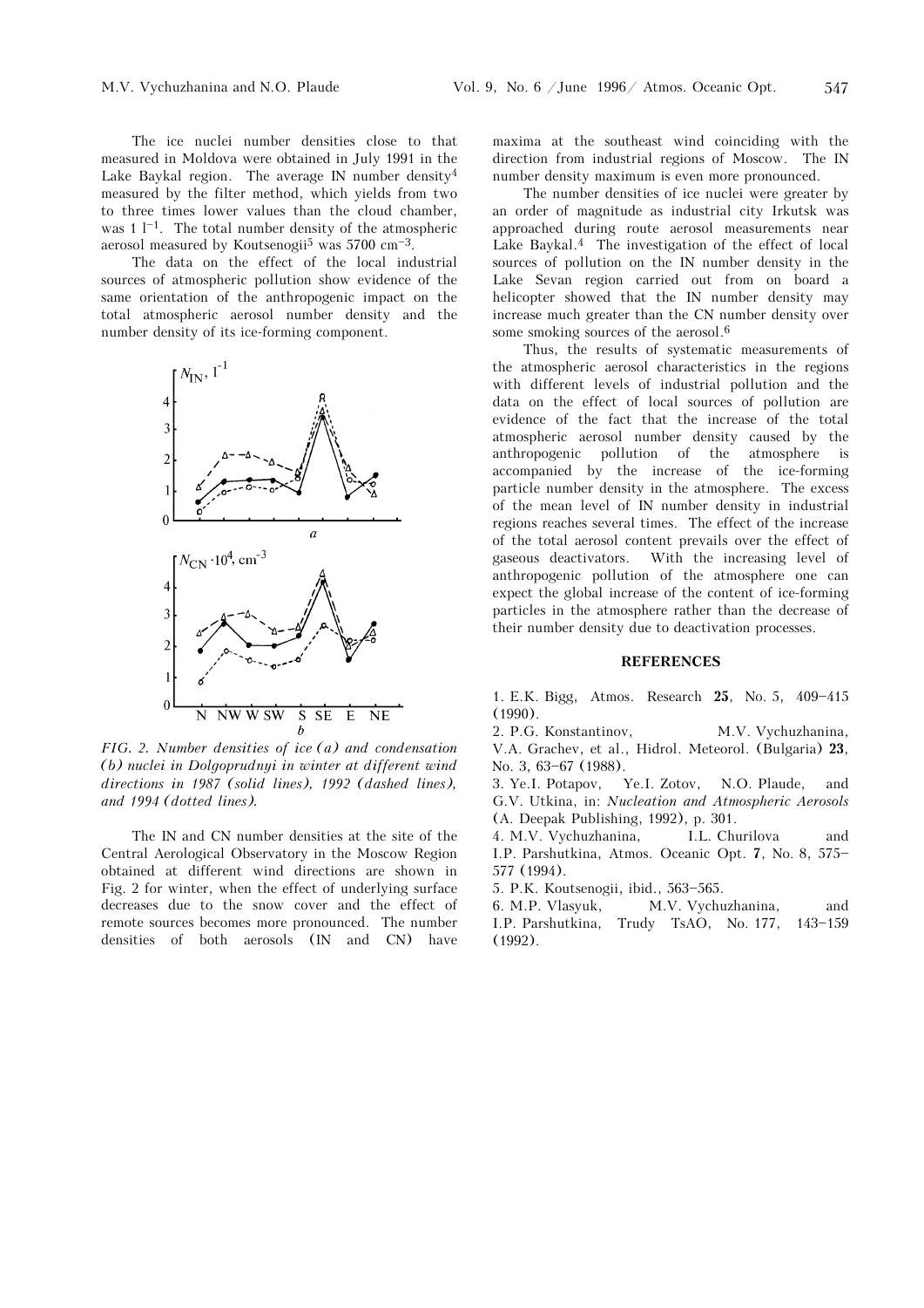The ice nuclei number densities close to that measured in Moldova were obtained in July 1991 in the Lake Baykal region. The average IN number density[4] measured by the filter method, which yields from two to three times lower values than the cloud chamber, was 1 $l^{-1}$. The total number density of the atmospheric aerosol measured by Koutsenogii[5] was 5700 $cm^{-3}$.

The data on the effect of the local industrial sources of atmospheric pollution show evidence of the same orientation of the anthropogenic impact on the total atmospheric aerosol number density and the number density of its ice-forming component.

$N_{IN}$, $l^{-1}$

0 1 2 3 4

*a*

$N_{CN} \cdot 10^4$, $cm^{-3}$

0 1 2 3 4

N NW W SW S SE E NE

*b*

*FIG. 2. Number densities of ice (a) and condensation (b) nuclei in Dolgoprudnyi in winter at different wind directions in 1987 (solid lines), 1992 (dashed lines), and 1994 (dotted lines).*

The IN and CN number densities at the site of the Central Aerological Observatory in the Moscow Region obtained at different wind directions are shown in Fig. 2 for winter, when the effect of underlying surface decreases due to the snow cover and the effect of remote sources becomes more pronounced. The number densities of both aerosols (IN and CN) have maxima at the southeast wind coinciding with the direction from industrial regions of Moscow. The IN number density maximum is even more pronounced.

The number densities of ice nuclei were greater by an order of magnitude as industrial city Irkutsk was approached during route aerosol measurements near Lake Baykal.[4] The investigation of the effect of local sources of pollution on the IN number density in the Lake Sevan region carried out from on board a helicopter showed that the IN number density may increase much greater than the CN number density over some smoking sources of the aerosol.[6]

Thus, the results of systematic measurements of the atmospheric aerosol characteristics in the regions with different levels of industrial pollution and the data on the effect of local sources of pollution are evidence of the fact that the increase of the total atmospheric aerosol number density caused by the anthropogenic pollution of the atmosphere is accompanied by the increase of the ice-forming particle number density in the atmosphere. The excess of the mean level of IN number density in industrial regions reaches several times. The effect of the increase of the total aerosol content prevails over the effect of gaseous deactivators. With the increasing level of anthropogenic pollution of the atmosphere one can expect the global increase of the content of ice-forming particles in the atmosphere rather than the decrease of their number density due to deactivation processes.

## REFERENCES

1. E.K. Bigg, Atmos. Research **25**, No. 5, 409–415 (1990).
2. P.G. Konstantinov, M.V. Vychuzhanina, V.A. Grachev, et al., Hidrol. Meteorol. (Bulgaria) **23**, No. 3, 63–67 (1988).
3. Ye.I. Potapov, Ye.I. Zotov, N.O. Plaude, and G.V. Utkina, in: *Nucleation and Atmospheric Aerosols* (A. Deepak Publishing, 1992), p. 301.
4. M.V. Vychuzhanina, I.L. Churilova and I.P. Parshutkina, Atmos. Oceanic Opt. **7**, No. 8, 575–577 (1994).
5. P.K. Koutsenogii, ibid., 563–565.
6. M.P. Vlasyuk, M.V. Vychuzhanina, and I.P. Parshutkina, Trudy TsAO, No. 177, 143–159 (1992).